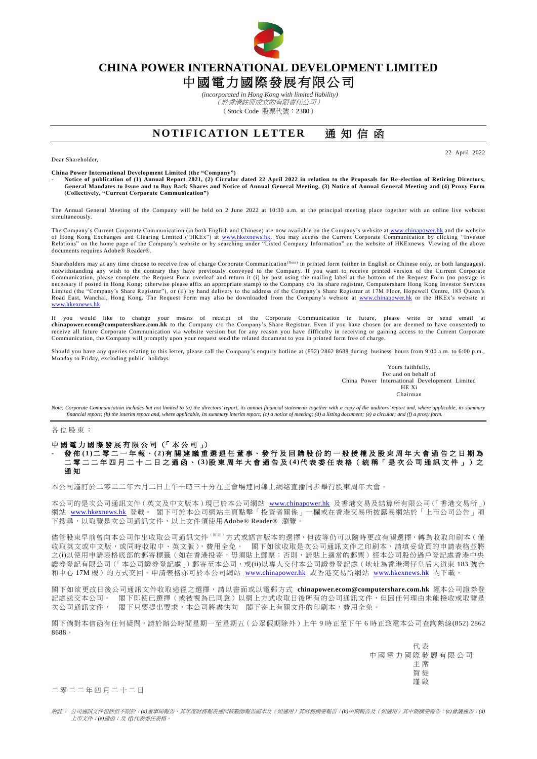# CHINA POWER INTERNATIONAL DEVELOPMENT LIMITED

# 中國電力國際發展有限公司

*(incorporated in Hong Kong with limited liability)*

*（於香港註冊成立的有限責任公司）*

（Stock Code 股票代號：2380）

## NOTIFICATION LETTER 通知信函

Dear Shareholder,

22 April 2022

**China Power International Development Limited (the "Company")**

- **Notice of publication of (1) Annual Report 2021, (2) Circular dated 22 April 2022 in relation to the Proposals for Re-election of Retiring Directors, General Mandates to Issue and to Buy Back Shares and Notice of Annual General Meeting, (3) Notice of Annual General Meeting and (4) Proxy Form (Collectively, "Current Corporate Communication")**

The Annual General Meeting of the Company will be held on 2 June 2022 at 10:30 a.m. at the principal meeting place together with an online live webcast simultaneously.

The Company's Current Corporate Communication (in both English and Chinese) are now available on the Company's website at www.chinapower.hk and the website of Hong Kong Exchanges and Clearing Limited ("HKEx") at www.hkexnews.hk. You may access the Current Corporate Communication by clicking "Investor Relations" on the home page of the Company's website or by searching under "Listed Company Information" on the website of HKExnews. Viewing of the above documents requires Adobe® Reader®.

Shareholders may at any time choose to receive free of charge Corporate Communication(Note) in printed form (either in English or Chinese only, or both languages), notwithstanding any wish to the contrary they have previously conveyed to the Company. If you want to receive printed version of the Current Corporate Communication, please complete the Request Form overleaf and return it (i) by post using the mailing label at the bottom of the Request Form (no postage is necessary if posted in Hong Kong; otherwise please affix an appropriate stamp) to the Company c/o its share registrar, Computershare Hong Kong Investor Services Limited (the "Company's Share Registrar"), or (ii) by hand delivery to the address of the Company's Share Registrar at 17M Floor, Hopewell Centre, 183 Queen's Road East, Wanchai, Hong Kong. The Request Form may also be downloaded from the Company's website at www.chinapower.hk or the HKEx's website at www.hkexnews.hk.

If you would like to change your means of receipt of the Corporate Communication in future, please write or send email at **chinapower.ecom@computershare.com.hk** to the Company c/o the Company's Share Registrar. Even if you have chosen (or are deemed to have consented) to receive all future Corporate Communication via website version but for any reason you have difficulty in receiving or gaining access to the Current Corporate Communication, the Company will promptly upon your request send the related document to you in printed form free of charge.

Should you have any queries relating to this letter, please call the Company's enquiry hotline at (852) 2862 8688 during business hours from 9:00 a.m. to 6:00 p.m., Monday to Friday, excluding public holidays.

Yours faithfully,
For and on behalf of
China Power International Development Limited
HE Xi
Chairman

*Note: Corporate Communication includes but not limited to (a) the directors' report, its annual financial statements together with a copy of the auditors' report and, where applicable, its summary financial report; (b) the interim report and, where applicable, its summary interim report; (c) a notice of meeting; (d) a listing document; (e) a circular; and (f) a proxy form.*

---

各位股東：

**中國電力國際發展有限公司（「本公司」）**

- **發佈(1)二零二一年報、(2)有關建議重選退任董事、發行及回購股份的一般授權及股東周年大會通告之日期為二零二二年四月二十二日之通函、(3)股東周年大會通告及(4)代表委任表格（統稱「是次公司通訊文件」）之通知**

本公司謹訂於二零二二年六月二日上午十時三十分在主會場連同線上網絡直播同步舉行股東周年大會。

本公司的是次公司通訊文件（英文及中文版本）現已於本公司網站 www.chinapower.hk 及香港交易及結算所有限公司（「香港交易所」）網站 www.hkexnews.hk 登載。 閣下可於本公司網站主頁點擊「投資者關係」一欄或在香港交易所披露易網站於「上市公司公告」項下搜尋，以取覽是次公司通訊文件，以上文件須使用Adobe® Reader® 瀏覽。

儘管股東早前曾向本公司作出收取公司通訊文件（附註）方式或語言版本的選擇，但彼等仍可以隨時更改有關選擇，轉為收取印刷本（僅收取英文或中文版，或同時收取中、英文版），費用全免。 閣下如欲收取是次公司通訊文件之印刷本，請填妥背頁的申請表格並將之(i)以使用申請表格底部的郵寄標籤（如在香港投寄，毋須貼上郵票；否則，請貼上適當的郵票）經本公司股份過戶登記處香港中央證券登記有限公司（「本公司證券登記處」）郵寄至本公司，或(ii)以專人交付本公司證券登記處（地址為香港灣仔皇后大道東 183 號合和中心 17M 樓）的方式交回。申請表格亦可於本公司網站 www.chinapower.hk 或香港交易所網站 www.hkexnews.hk 內下載。

閣下如欲更改日後公司通訊文件收取途徑之選擇，請以書面或以電郵方式 **chinapower.ecom@computershare.com.hk** 經本公司證券登記處送交本公司。 閣下即使已選擇（或被視為已同意）以網上方式收取日後所有的公司通訊文件，但因任何理由未能接收或取覽是次公司通訊文件， 閣下只要提出要求，本公司將盡快向 閣下寄上有關文件的印刷本，費用全免。

閣下倘對本信函有任何疑問，請於辦公時間星期一至星期五（公眾假期除外）上午 9 時正至下午 6 時正致電本公司查詢熱線(852) 2862 8688。

代表
中國電力國際發展有限公司
主席
賀徙
謹啟

二零二二年四月二十二日

*附註： 公司通訊文件包括但不限於：(a)董事局報告、其年度財務報表連同核數師報告副本及（如適用）其財務摘要報告；(b)中期報告及（如適用）其中期摘要報告；(c)會議通告；(d)上市文件；(e)通函；及 (f)代表委任表格。*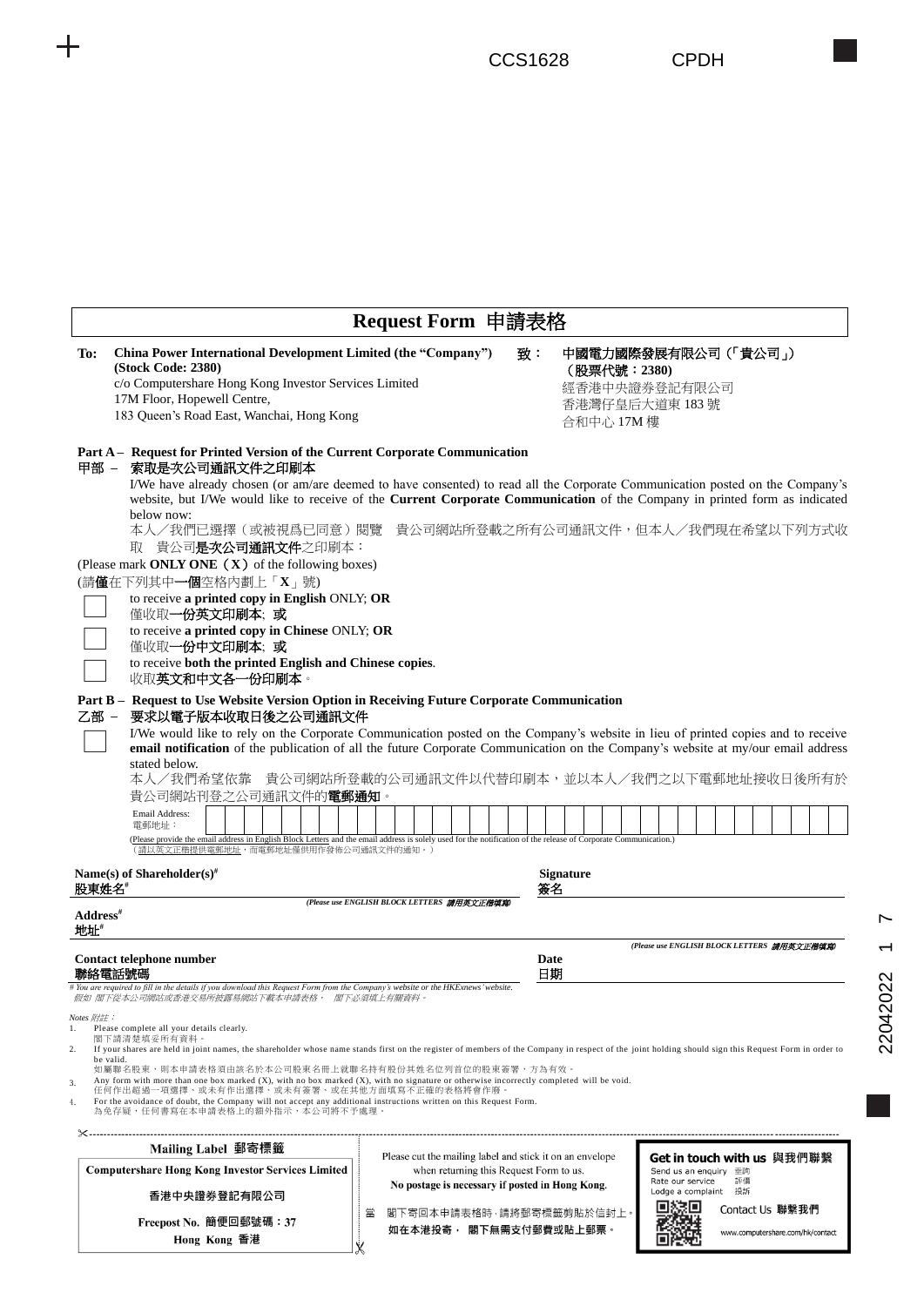CCS1628 CPDH

# Request Form 申請表格

**To:** **China Power International Development Limited (the "Company")**
**(Stock Code: 2380)**
c/o Computershare Hong Kong Investor Services Limited
17M Floor, Hopewell Centre,
183 Queen's Road East, Wanchai, Hong Kong

**致：** 中國電力國際發展有限公司（「貴公司」）
**（股票代號：2380）**
經香港中央證券登記有限公司
香港灣仔皇后大道東 183 號
合和中心 17M 樓

**Part A – Request for Printed Version of the Current Corporate Communication**
**甲部 – 索取是次公司通訊文件之印刷本**

I/We have already chosen (or am/are deemed to have consented) to read all the Corporate Communication posted on the Company's website, but I/We would like to receive of the **Current Corporate Communication** of the Company in printed form as indicated below now:

本人／我們已選擇（或被視爲已同意）閱覽 貴公司網站所登載之所有公司通訊文件，但本人／我們現在希望以下列方式收取 貴公司**是次公司通訊文件**之印刷本：

(Please mark **ONLY ONE**（**X**）of the following boxes)
(請**僅**在下列其中**一個**空格內劃上「**X**」號)

☐ to receive **a printed copy in English** ONLY; **OR**
僅收取**一份英文印刷本**; **或**

☐ to receive **a printed copy in Chinese** ONLY; **OR**
僅收取**一份中文印刷本**; **或**

☐ to receive **both the printed English and Chinese copies**.
收取**英文和中文各一份印刷本**。

**Part B – Request to Use Website Version Option in Receiving Future Corporate Communication**
**乙部 – 要求以電子版本收取日後之公司通訊文件**

☐ I/We would like to rely on the Corporate Communication posted on the Company's website in lieu of printed copies and to receive **email notification** of the publication of all the future Corporate Communication on the Company's website at my/our email address stated below.

本人／我們希望依靠 貴公司網站所登載的公司通訊文件以代替印刷本，並以本人／我們之以下電郵地址接收日後所有於貴公司網站刊登之公司通訊文件的**電郵通知**。

Email Address:
電郵地址： ______________________________

(Please provide the email address in English Block Letters and the email address is solely used for the notification of the release of Corporate Communication.)
（請以英文正楷提供電郵地址，而電郵地址僅供用作發佈公司通訊文件的通知。）

| | |
|---|---|
| Name(s) of Shareholder(s)[#] 股東姓名[#] *(Please use ENGLISH BLOCK LETTERS 請用英文正楷填寫)* | Signature 簽名 |
| Address[#] 地址[#] *(Please use ENGLISH BLOCK LETTERS 請用英文正楷填寫)* | |
| Contact telephone number 聯絡電話號碼 | Date 日期 |

*# You are required to fill in the details if you download this Request Form from the Company's website or the HKExnews' website.*
*假如 閣下從本公司網站或香港交易所披露易網站下載本申請表格， 閣下必須填上有關資料。*

*Notes 附註：*

1. Please complete all your details clearly.
閣下請清楚填妥所有資料。
2. If your shares are held in joint names, the shareholder whose name stands first on the register of members of the Company in respect of the joint holding should sign this Request Form in order to be valid.
如屬聯名股東，則本申請表格須由該名於本公司股東名冊上就聯名持有股份其姓名位列首位的股東簽署，方為有效。
3. Any form with more than one box marked (X), with no box marked (X), with no signature or otherwise incorrectly completed will be void.
任何作出超過一項選擇、或未有作出選擇、或未有簽署、或在其他方面填寫不正確的表格將會作廢。
4. For the avoidance of doubt, the Company will not accept any additional instructions written on this Request Form.
為免存疑，任何書寫在本申請表格上的額外指示，本公司將不予處理。

---

**Mailing Label 郵寄標籤**

**Computershare Hong Kong Investor Services Limited**
**香港中央證券登記有限公司**
**Freepost No. 簡便回郵號碼：37**
**Hong Kong 香港**

Please cut the mailing label and stick it on an envelope when returning this Request Form to us.
**No postage is necessary if posted in Hong Kong.**

當 閣下寄回本申請表格時，請將郵寄標籤剪貼於信封上。
**如在本港投寄， 閣下無需支付郵費或貼上郵票。**

**Get in touch with us 與我們聯繫**
Send us an enquiry 查詢
Rate our service 評價
Lodge a complaint 投訴
Contact Us 聯繫我們
www.computershare.com/hk/contact

22042022 1 7